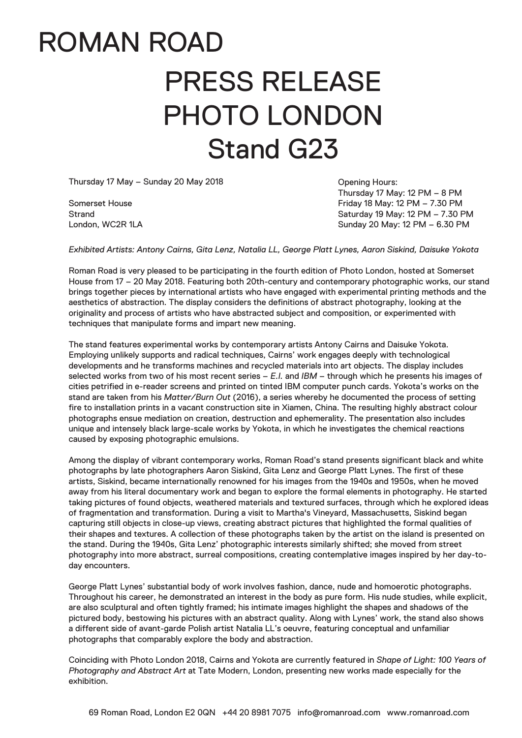# ROMAN ROAD

# PRESS RELEASE
# PHOTO LONDON
# Stand G23

Thursday 17 May – Sunday 20 May 2018

Somerset House
Strand
London, WC2R 1LA

Opening Hours:
Thursday 17 May: 12 PM – 8 PM
Friday 18 May: 12 PM – 7.30 PM
Saturday 19 May: 12 PM – 7.30 PM
Sunday 20 May: 12 PM – 6.30 PM

*Exhibited Artists: Antony Cairns, Gita Lenz, Natalia LL, George Platt Lynes, Aaron Siskind, Daisuke Yokota*

Roman Road is very pleased to be participating in the fourth edition of Photo London, hosted at Somerset House from 17 – 20 May 2018. Featuring both 20th-century and contemporary photographic works, our stand brings together pieces by international artists who have engaged with experimental printing methods and the aesthetics of abstraction. The display considers the definitions of abstract photography, looking at the originality and process of artists who have abstracted subject and composition, or experimented with techniques that manipulate forms and impart new meaning.

The stand features experimental works by contemporary artists Antony Cairns and Daisuke Yokota. Employing unlikely supports and radical techniques, Cairns' work engages deeply with technological developments and he transforms machines and recycled materials into art objects. The display includes selected works from two of his most recent series – *E.I.* and *IBM* – through which he presents his images of cities petrified in e-reader screens and printed on tinted IBM computer punch cards. Yokota's works on the stand are taken from his *Matter/Burn Out* (2016), a series whereby he documented the process of setting fire to installation prints in a vacant construction site in Xiamen, China. The resulting highly abstract colour photographs ensue mediation on creation, destruction and ephemerality. The presentation also includes unique and intensely black large-scale works by Yokota, in which he investigates the chemical reactions caused by exposing photographic emulsions.

Among the display of vibrant contemporary works, Roman Road's stand presents significant black and white photographs by late photographers Aaron Siskind, Gita Lenz and George Platt Lynes. The first of these artists, Siskind, became internationally renowned for his images from the 1940s and 1950s, when he moved away from his literal documentary work and began to explore the formal elements in photography. He started taking pictures of found objects, weathered materials and textured surfaces, through which he explored ideas of fragmentation and transformation. During a visit to Martha's Vineyard, Massachusetts, Siskind began capturing still objects in close-up views, creating abstract pictures that highlighted the formal qualities of their shapes and textures. A collection of these photographs taken by the artist on the island is presented on the stand. During the 1940s, Gita Lenz' photographic interests similarly shifted; she moved from street photography into more abstract, surreal compositions, creating contemplative images inspired by her day-to-day encounters.

George Platt Lynes' substantial body of work involves fashion, dance, nude and homoerotic photographs. Throughout his career, he demonstrated an interest in the body as pure form. His nude studies, while explicit, are also sculptural and often tightly framed; his intimate images highlight the shapes and shadows of the pictured body, bestowing his pictures with an abstract quality. Along with Lynes' work, the stand also shows a different side of avant-garde Polish artist Natalia LL's oeuvre, featuring conceptual and unfamiliar photographs that comparably explore the body and abstraction.

Coinciding with Photo London 2018, Cairns and Yokota are currently featured in *Shape of Light: 100 Years of Photography and Abstract Art* at Tate Modern, London, presenting new works made especially for the exhibition.

69 Roman Road, London E2 0QN +44 20 8981 7075 info@romanroad.com www.romanroad.com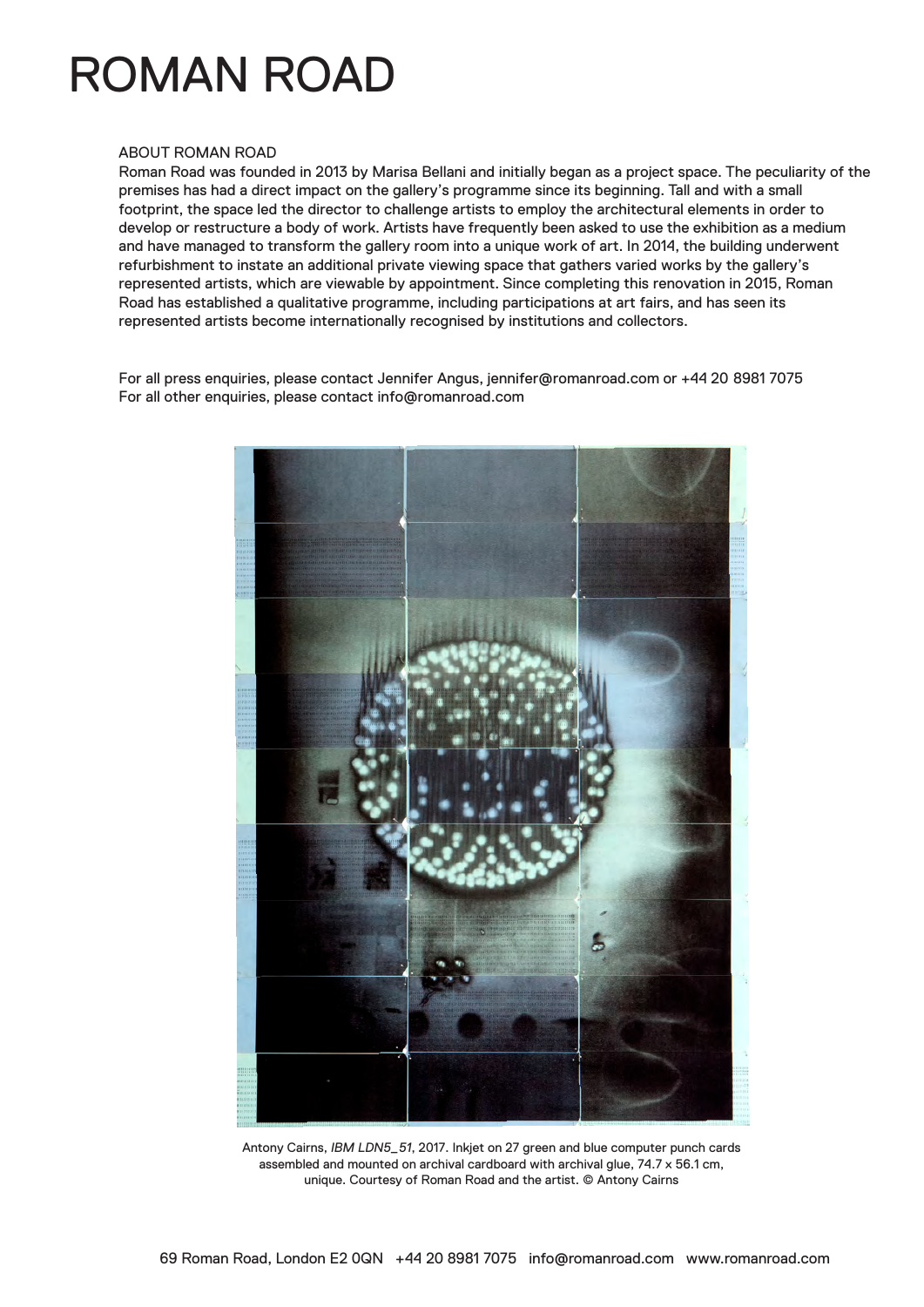# ROMAN ROAD

ABOUT ROMAN ROAD

Roman Road was founded in 2013 by Marisa Bellani and initially began as a project space. The peculiarity of the premises has had a direct impact on the gallery's programme since its beginning. Tall and with a small footprint, the space led the director to challenge artists to employ the architectural elements in order to develop or restructure a body of work. Artists have frequently been asked to use the exhibition as a medium and have managed to transform the gallery room into a unique work of art. In 2014, the building underwent refurbishment to instate an additional private viewing space that gathers varied works by the gallery's represented artists, which are viewable by appointment. Since completing this renovation in 2015, Roman Road has established a qualitative programme, including participations at art fairs, and has seen its represented artists become internationally recognised by institutions and collectors.

For all press enquiries, please contact Jennifer Angus, jennifer@romanroad.com or +44 20 8981 7075
For all other enquiries, please contact info@romanroad.com

Antony Cairns, *IBM LDN5_51*, 2017. Inkjet on 27 green and blue computer punch cards assembled and mounted on archival cardboard with archival glue, 74.7 x 56.1 cm, unique. Courtesy of Roman Road and the artist. © Antony Cairns

69 Roman Road, London E2 0QN +44 20 8981 7075 info@romanroad.com www.romanroad.com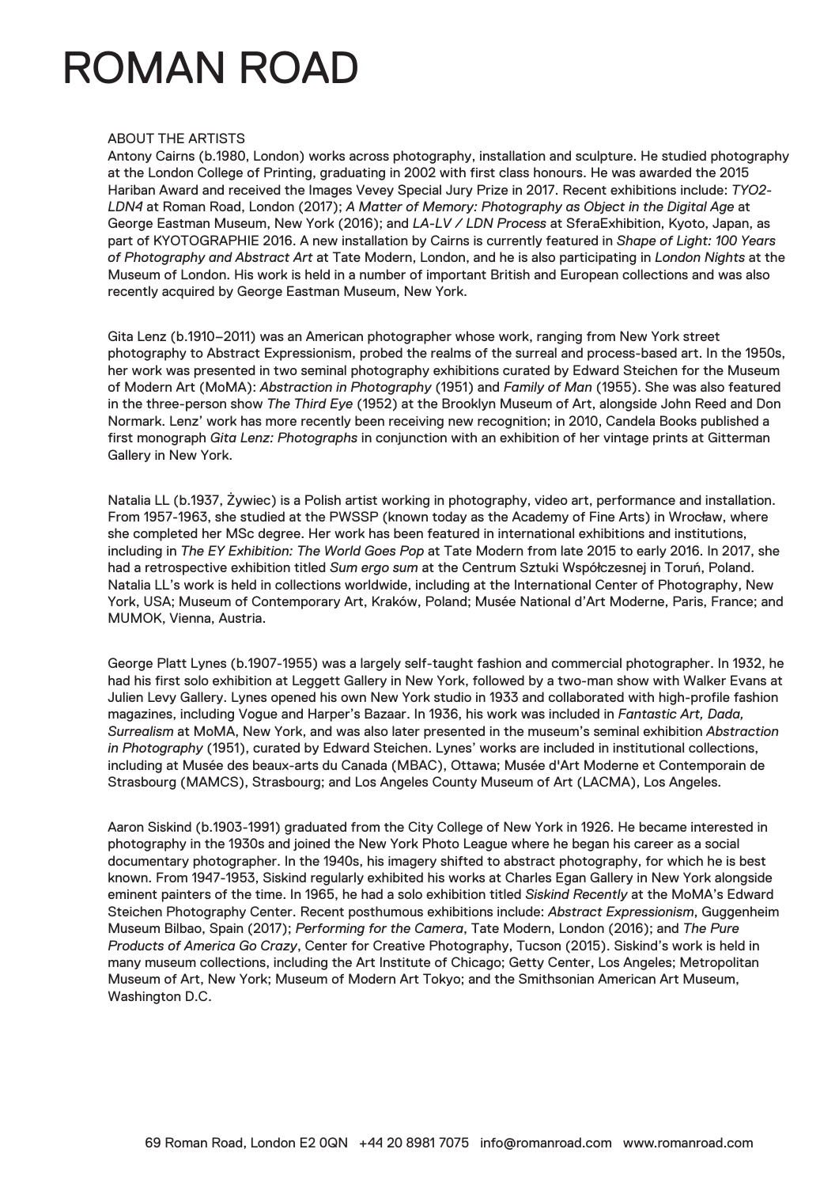# ROMAN ROAD

ABOUT THE ARTISTS

Antony Cairns (b.1980, London) works across photography, installation and sculpture. He studied photography at the London College of Printing, graduating in 2002 with first class honours. He was awarded the 2015 Hariban Award and received the Images Vevey Special Jury Prize in 2017. Recent exhibitions include: *TYO2-LDN4* at Roman Road, London (2017); *A Matter of Memory: Photography as Object in the Digital Age* at George Eastman Museum, New York (2016); and *LA-LV / LDN Process* at SferaExhibition, Kyoto, Japan, as part of KYOTOGRAPHIE 2016. A new installation by Cairns is currently featured in *Shape of Light: 100 Years of Photography and Abstract Art* at Tate Modern, London, and he is also participating in *London Nights* at the Museum of London. His work is held in a number of important British and European collections and was also recently acquired by George Eastman Museum, New York.

Gita Lenz (b.1910–2011) was an American photographer whose work, ranging from New York street photography to Abstract Expressionism, probed the realms of the surreal and process-based art. In the 1950s, her work was presented in two seminal photography exhibitions curated by Edward Steichen for the Museum of Modern Art (MoMA): *Abstraction in Photography* (1951) and *Family of Man* (1955). She was also featured in the three-person show *The Third Eye* (1952) at the Brooklyn Museum of Art, alongside John Reed and Don Normark. Lenz' work has more recently been receiving new recognition; in 2010, Candela Books published a first monograph *Gita Lenz: Photographs* in conjunction with an exhibition of her vintage prints at Gitterman Gallery in New York.

Natalia LL (b.1937, Żywiec) is a Polish artist working in photography, video art, performance and installation. From 1957-1963, she studied at the PWSSP (known today as the Academy of Fine Arts) in Wrocław, where she completed her MSc degree. Her work has been featured in international exhibitions and institutions, including in *The EY Exhibition: The World Goes Pop* at Tate Modern from late 2015 to early 2016. In 2017, she had a retrospective exhibition titled *Sum ergo sum* at the Centrum Sztuki Współczesnej in Toruń, Poland. Natalia LL's work is held in collections worldwide, including at the International Center of Photography, New York, USA; Museum of Contemporary Art, Kraków, Poland; Musée National d'Art Moderne, Paris, France; and MUMOK, Vienna, Austria.

George Platt Lynes (b.1907-1955) was a largely self-taught fashion and commercial photographer. In 1932, he had his first solo exhibition at Leggett Gallery in New York, followed by a two-man show with Walker Evans at Julien Levy Gallery. Lynes opened his own New York studio in 1933 and collaborated with high-profile fashion magazines, including Vogue and Harper's Bazaar. In 1936, his work was included in *Fantastic Art, Dada, Surrealism* at MoMA, New York, and was also later presented in the museum's seminal exhibition *Abstraction in Photography* (1951), curated by Edward Steichen. Lynes' works are included in institutional collections, including at Musée des beaux-arts du Canada (MBAC), Ottawa; Musée d'Art Moderne et Contemporain de Strasbourg (MAMCS), Strasbourg; and Los Angeles County Museum of Art (LACMA), Los Angeles.

Aaron Siskind (b.1903-1991) graduated from the City College of New York in 1926. He became interested in photography in the 1930s and joined the New York Photo League where he began his career as a social documentary photographer. In the 1940s, his imagery shifted to abstract photography, for which he is best known. From 1947-1953, Siskind regularly exhibited his works at Charles Egan Gallery in New York alongside eminent painters of the time. In 1965, he had a solo exhibition titled *Siskind Recently* at the MoMA's Edward Steichen Photography Center. Recent posthumous exhibitions include: *Abstract Expressionism*, Guggenheim Museum Bilbao, Spain (2017); *Performing for the Camera*, Tate Modern, London (2016); and *The Pure Products of America Go Crazy*, Center for Creative Photography, Tucson (2015). Siskind's work is held in many museum collections, including the Art Institute of Chicago; Getty Center, Los Angeles; Metropolitan Museum of Art, New York; Museum of Modern Art Tokyo; and the Smithsonian American Art Museum, Washington D.C.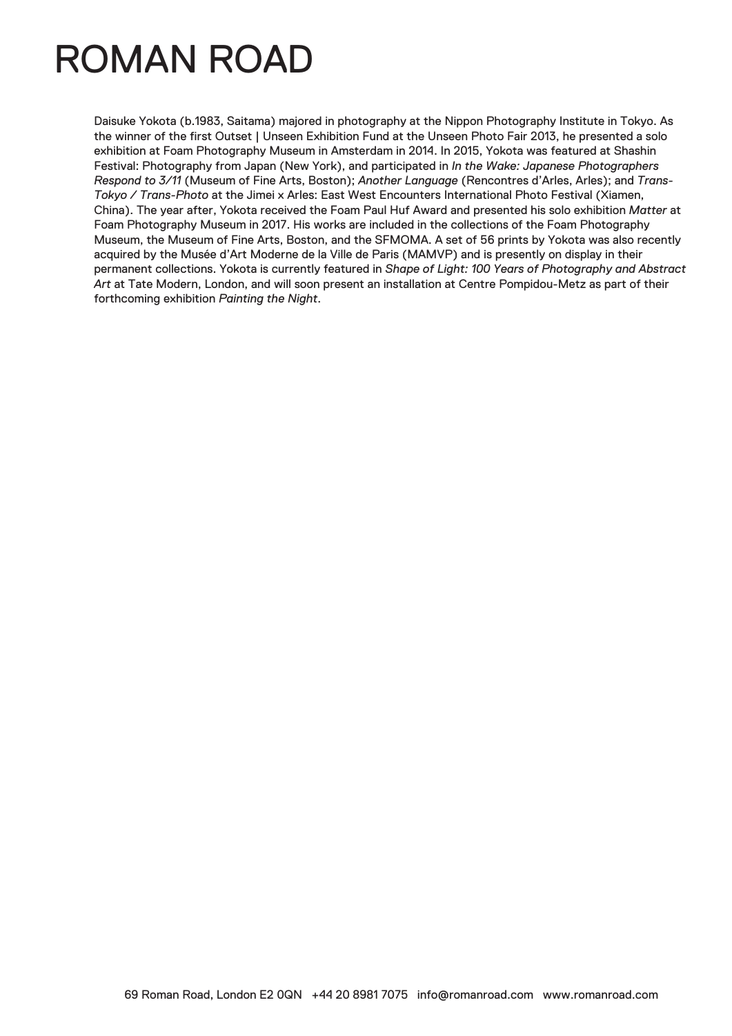Daisuke Yokota (b.1983, Saitama) majored in photography at the Nippon Photography Institute in Tokyo. As the winner of the first Outset | Unseen Exhibition Fund at the Unseen Photo Fair 2013, he presented a solo exhibition at Foam Photography Museum in Amsterdam in 2014. In 2015, Yokota was featured at Shashin Festival: Photography from Japan (New York), and participated in *In the Wake: Japanese Photographers Respond to 3/11* (Museum of Fine Arts, Boston); *Another Language* (Rencontres d'Arles, Arles); and *Trans-Tokyo / Trans-Photo* at the Jimei x Arles: East West Encounters International Photo Festival (Xiamen, China). The year after, Yokota received the Foam Paul Huf Award and presented his solo exhibition *Matter* at Foam Photography Museum in 2017. His works are included in the collections of the Foam Photography Museum, the Museum of Fine Arts, Boston, and the SFMOMA. A set of 56 prints by Yokota was also recently acquired by the Musée d'Art Moderne de la Ville de Paris (MAMVP) and is presently on display in their permanent collections. Yokota is currently featured in *Shape of Light: 100 Years of Photography and Abstract Art* at Tate Modern, London, and will soon present an installation at Centre Pompidou-Metz as part of their forthcoming exhibition *Painting the Night*.